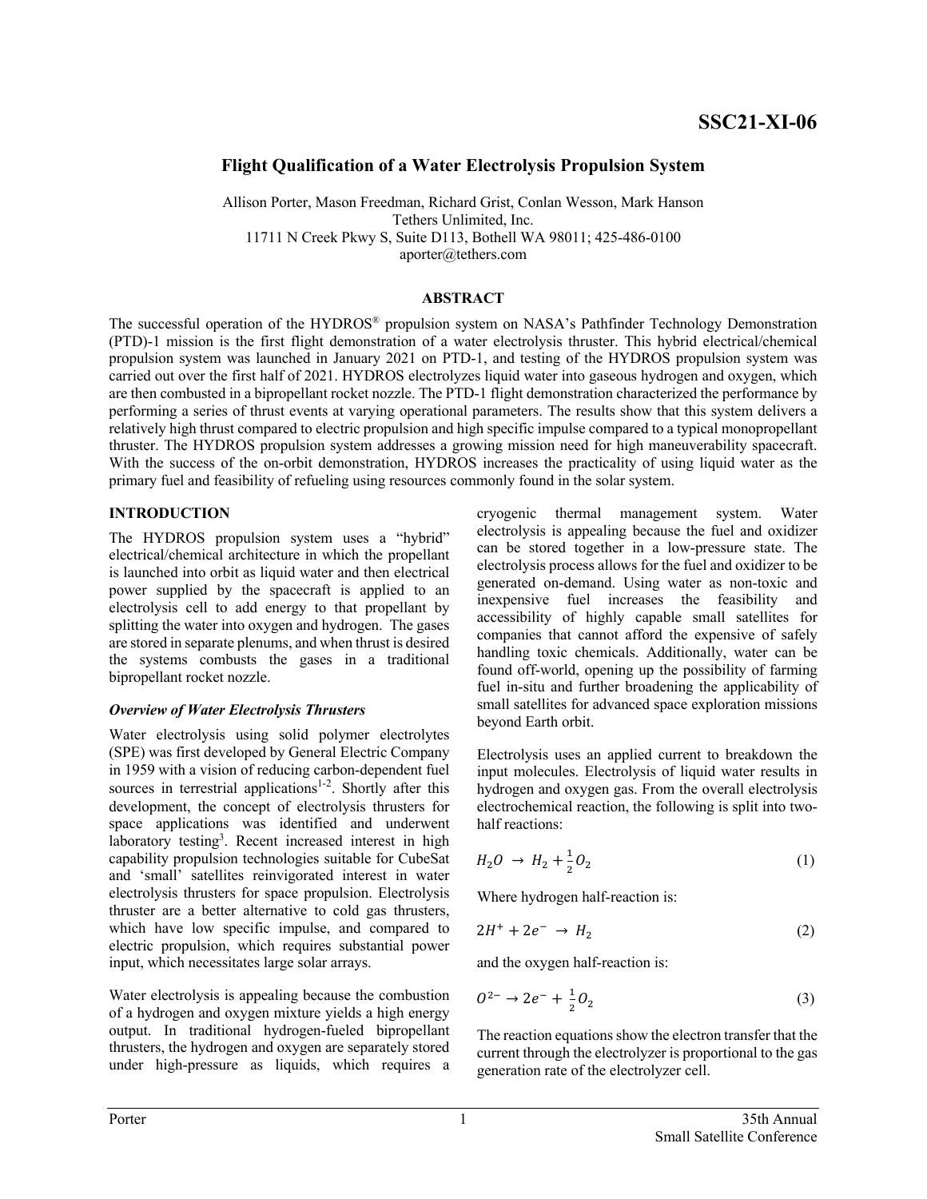SSC21-XI-06

# Flight Qualification of a Water Electrolysis Propulsion System

Allison Porter, Mason Freedman, Richard Grist, Conlan Wesson, Mark Hanson
Tethers Unlimited, Inc.
11711 N Creek Pkwy S, Suite D113, Bothell WA 98011; 425-486-0100
aporter@tethers.com

## ABSTRACT

The successful operation of the HYDROS® propulsion system on NASA's Pathfinder Technology Demonstration (PTD)-1 mission is the first flight demonstration of a water electrolysis thruster. This hybrid electrical/chemical propulsion system was launched in January 2021 on PTD-1, and testing of the HYDROS propulsion system was carried out over the first half of 2021. HYDROS electrolyzes liquid water into gaseous hydrogen and oxygen, which are then combusted in a bipropellant rocket nozzle. The PTD-1 flight demonstration characterized the performance by performing a series of thrust events at varying operational parameters. The results show that this system delivers a relatively high thrust compared to electric propulsion and high specific impulse compared to a typical monopropellant thruster. The HYDROS propulsion system addresses a growing mission need for high maneuverability spacecraft. With the success of the on-orbit demonstration, HYDROS increases the practicality of using liquid water as the primary fuel and feasibility of refueling using resources commonly found in the solar system.

## INTRODUCTION

The HYDROS propulsion system uses a "hybrid" electrical/chemical architecture in which the propellant is launched into orbit as liquid water and then electrical power supplied by the spacecraft is applied to an electrolysis cell to add energy to that propellant by splitting the water into oxygen and hydrogen. The gases are stored in separate plenums, and when thrust is desired the systems combusts the gases in a traditional bipropellant rocket nozzle.

### *Overview of Water Electrolysis Thrusters*

Water electrolysis using solid polymer electrolytes (SPE) was first developed by General Electric Company in 1959 with a vision of reducing carbon-dependent fuel sources in terrestrial applications[1-2]. Shortly after this development, the concept of electrolysis thrusters for space applications was identified and underwent laboratory testing[3]. Recent increased interest in high capability propulsion technologies suitable for CubeSat and 'small' satellites reinvigorated interest in water electrolysis thrusters for space propulsion. Electrolysis thruster are a better alternative to cold gas thrusters, which have low specific impulse, and compared to electric propulsion, which requires substantial power input, which necessitates large solar arrays.

Water electrolysis is appealing because the combustion of a hydrogen and oxygen mixture yields a high energy output. In traditional hydrogen-fueled bipropellant thrusters, the hydrogen and oxygen are separately stored under high-pressure as liquids, which requires a cryogenic thermal management system. Water electrolysis is appealing because the fuel and oxidizer can be stored together in a low-pressure state. The electrolysis process allows for the fuel and oxidizer to be generated on-demand. Using water as non-toxic and inexpensive fuel increases the feasibility and accessibility of highly capable small satellites for companies that cannot afford the expensive of safely handling toxic chemicals. Additionally, water can be found off-world, opening up the possibility of farming fuel in-situ and further broadening the applicability of small satellites for advanced space exploration missions beyond Earth orbit.

Electrolysis uses an applied current to breakdown the input molecules. Electrolysis of liquid water results in hydrogen and oxygen gas. From the overall electrolysis electrochemical reaction, the following is split into two-half reactions:

$$H_2O \rightarrow H_2 + \frac{1}{2}O_2 \tag{1}$$

Where hydrogen half-reaction is:

$$2H^+ + 2e^- \rightarrow H_2 \tag{2}$$

and the oxygen half-reaction is:

$$O^{2-} \rightarrow 2e^- + \frac{1}{2}O_2 \tag{3}$$

The reaction equations show the electron transfer that the current through the electrolyzer is proportional to the gas generation rate of the electrolyzer cell.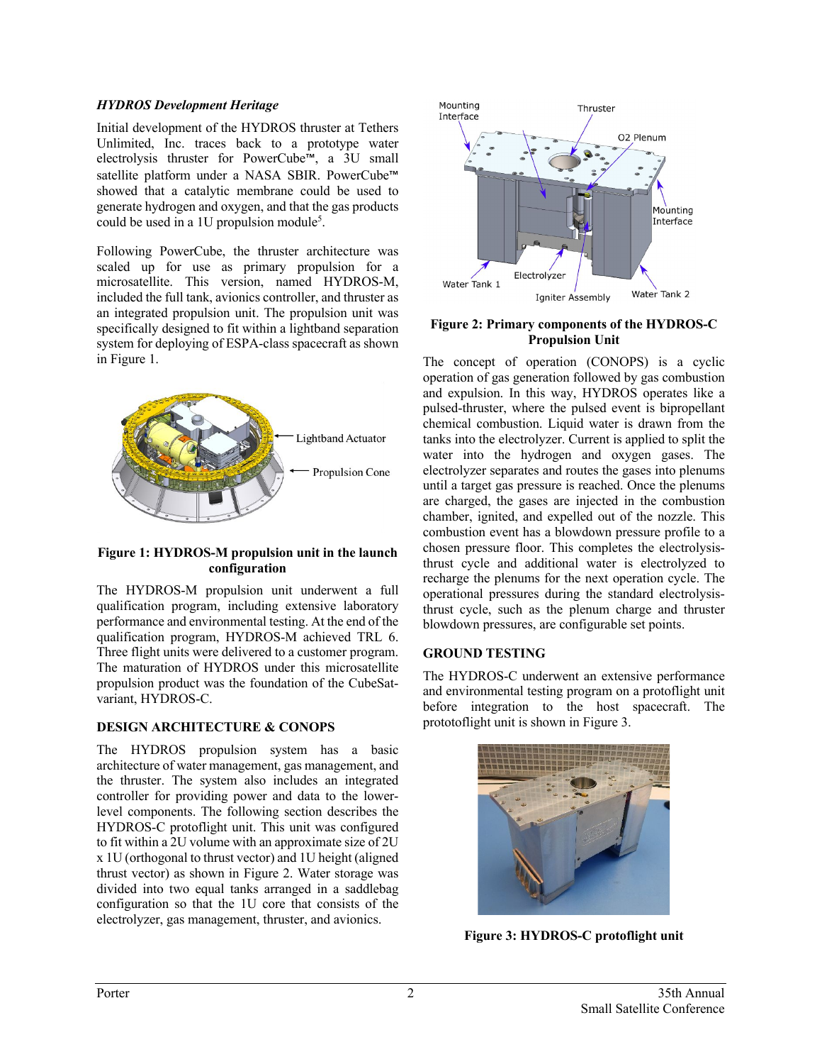### *HYDROS Development Heritage*

Initial development of the HYDROS thruster at Tethers Unlimited, Inc. traces back to a prototype water electrolysis thruster for PowerCube™, a 3U small satellite platform under a NASA SBIR. PowerCube™ showed that a catalytic membrane could be used to generate hydrogen and oxygen, and that the gas products could be used in a 1U propulsion module[5].

Following PowerCube, the thruster architecture was scaled up for use as primary propulsion for a microsatellite. This version, named HYDROS-M, included the full tank, avionics controller, and thruster as an integrated propulsion unit. The propulsion unit was specifically designed to fit within a lightband separation system for deploying of ESPA-class spacecraft as shown in Figure 1.

**Figure 1: HYDROS-M propulsion unit in the launch configuration**

The HYDROS-M propulsion unit underwent a full qualification program, including extensive laboratory performance and environmental testing. At the end of the qualification program, HYDROS-M achieved TRL 6. Three flight units were delivered to a customer program. The maturation of HYDROS under this microsatellite propulsion product was the foundation of the CubeSat-variant, HYDROS-C.

## DESIGN ARCHITECTURE & CONOPS

The HYDROS propulsion system has a basic architecture of water management, gas management, and the thruster. The system also includes an integrated controller for providing power and data to the lower-level components. The following section describes the HYDROS-C protoflight unit. This unit was configured to fit within a 2U volume with an approximate size of 2U x 1U (orthogonal to thrust vector) and 1U height (aligned thrust vector) as shown in Figure 2. Water storage was divided into two equal tanks arranged in a saddlebag configuration so that the 1U core that consists of the electrolyzer, gas management, thruster, and avionics.

**Figure 2: Primary components of the HYDROS-C Propulsion Unit**

The concept of operation (CONOPS) is a cyclic operation of gas generation followed by gas combustion and expulsion. In this way, HYDROS operates like a pulsed-thruster, where the pulsed event is bipropellant chemical combustion. Liquid water is drawn from the tanks into the electrolyzer. Current is applied to split the water into the hydrogen and oxygen gases. The electrolyzer separates and routes the gases into plenums until a target gas pressure is reached. Once the plenums are charged, the gases are injected in the combustion chamber, ignited, and expelled out of the nozzle. This combustion event has a blowdown pressure profile to a chosen pressure floor. This completes the electrolysis-thrust cycle and additional water is electrolyzed to recharge the plenums for the next operation cycle. The operational pressures during the standard electrolysis-thrust cycle, such as the plenum charge and thruster blowdown pressures, are configurable set points.

## GROUND TESTING

The HYDROS-C underwent an extensive performance and environmental testing program on a protoflight unit before integration to the host spacecraft. The prototoflight unit is shown in Figure 3.

**Figure 3: HYDROS-C protoflight unit**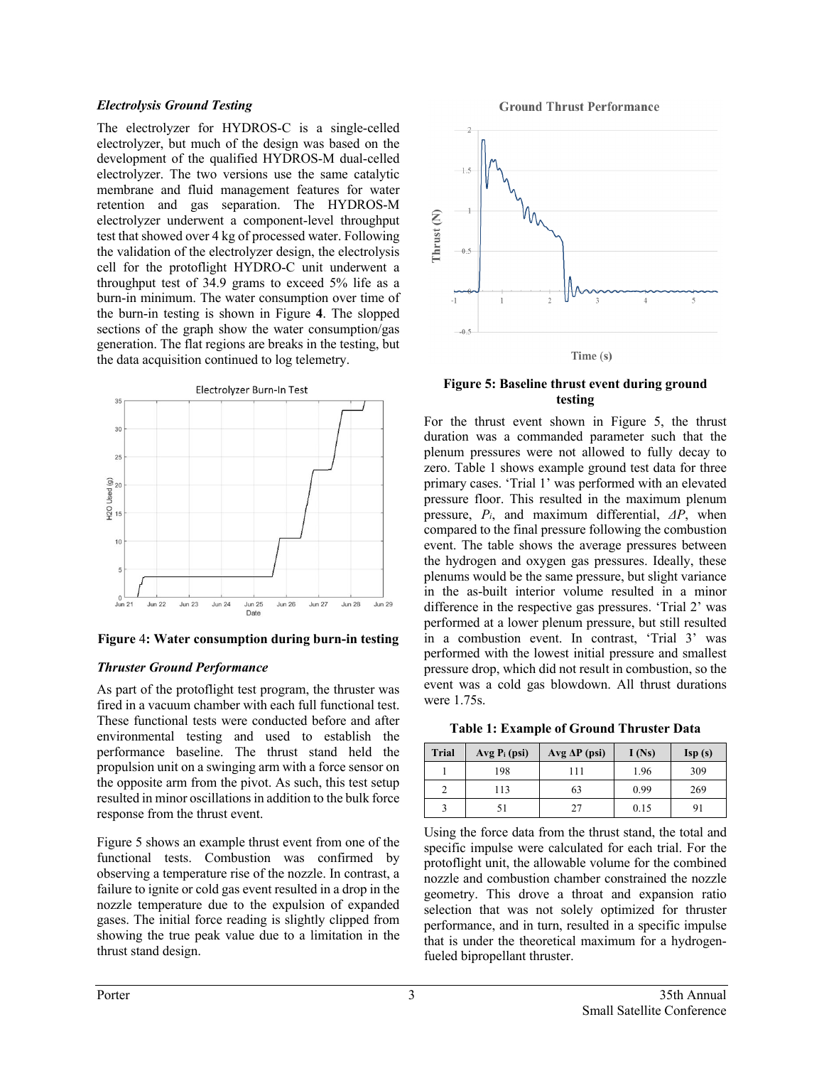### *Electrolysis Ground Testing*

The electrolyzer for HYDROS-C is a single-celled electrolyzer, but much of the design was based on the development of the qualified HYDROS-M dual-celled electrolyzer. The two versions use the same catalytic membrane and fluid management features for water retention and gas separation. The HYDROS-M electrolyzer underwent a component-level throughput test that showed over 4 kg of processed water. Following the validation of the electrolyzer design, the electrolysis cell for the protoflight HYDRO-C unit underwent a throughput test of 34.9 grams to exceed 5% life as a burn-in minimum. The water consumption over time of the burn-in testing is shown in Figure **4**. The slopped sections of the graph show the water consumption/gas generation. The flat regions are breaks in the testing, but the data acquisition continued to log telemetry.

**Figure** 4**: Water consumption during burn-in testing**

### *Thruster Ground Performance*

As part of the protoflight test program, the thruster was fired in a vacuum chamber with each full functional test. These functional tests were conducted before and after environmental testing and used to establish the performance baseline. The thrust stand held the propulsion unit on a swinging arm with a force sensor on the opposite arm from the pivot. As such, this test setup resulted in minor oscillations in addition to the bulk force response from the thrust event.

Figure 5 shows an example thrust event from one of the functional tests. Combustion was confirmed by observing a temperature rise of the nozzle. In contrast, a failure to ignite or cold gas event resulted in a drop in the nozzle temperature due to the expulsion of expanded gases. The initial force reading is slightly clipped from showing the true peak value due to a limitation in the thrust stand design.

**Figure 5: Baseline thrust event during ground testing**

For the thrust event shown in Figure 5, the thrust duration was a commanded parameter such that the plenum pressures were not allowed to fully decay to zero. Table 1 shows example ground test data for three primary cases. 'Trial 1' was performed with an elevated pressure floor. This resulted in the maximum plenum pressure, $P_i$, and maximum differential, $\Delta P$, when compared to the final pressure following the combustion event. The table shows the average pressures between the hydrogen and oxygen gas pressures. Ideally, these plenums would be the same pressure, but slight variance in the as-built interior volume resulted in a minor difference in the respective gas pressures. 'Trial 2' was performed at a lower plenum pressure, but still resulted in a combustion event. In contrast, 'Trial 3' was performed with the lowest initial pressure and smallest pressure drop, which did not result in combustion, so the event was a cold gas blowdown. All thrust durations were 1.75s.

**Table 1: Example of Ground Thruster Data**

| Trial | Avg $P_i$ (psi) | Avg $\Delta P$ (psi) | I (Ns) | Isp (s) |
|---|---|---|---|---|
| 1 | 198 | 111 | 1.96 | 309 |
| 2 | 113 | 63 | 0.99 | 269 |
| 3 | 51 | 27 | 0.15 | 91 |

Using the force data from the thrust stand, the total and specific impulse were calculated for each trial. For the protoflight unit, the allowable volume for the combined nozzle and combustion chamber constrained the nozzle geometry. This drove a throat and expansion ratio selection that was not solely optimized for thruster performance, and in turn, resulted in a specific impulse that is under the theoretical maximum for a hydrogen-fueled bipropellant thruster.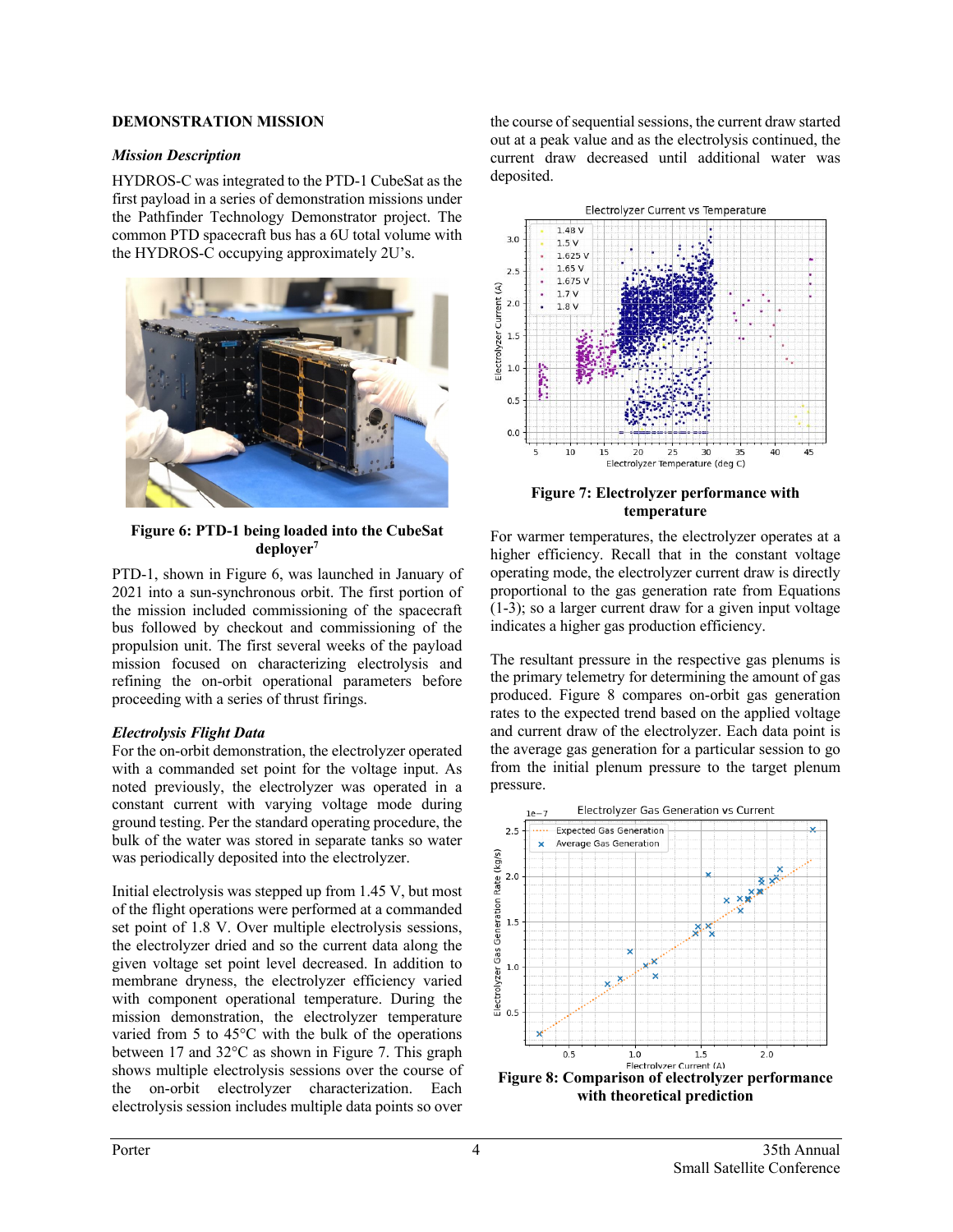## DEMONSTRATION MISSION

### *Mission Description*

HYDROS-C was integrated to the PTD-1 CubeSat as the first payload in a series of demonstration missions under the Pathfinder Technology Demonstrator project. The common PTD spacecraft bus has a 6U total volume with the HYDROS-C occupying approximately 2U's.

**Figure 6: PTD-1 being loaded into the CubeSat deployer[7]**

PTD-1, shown in Figure 6, was launched in January of 2021 into a sun-synchronous orbit. The first portion of the mission included commissioning of the spacecraft bus followed by checkout and commissioning of the propulsion unit. The first several weeks of the payload mission focused on characterizing electrolysis and refining the on-orbit operational parameters before proceeding with a series of thrust firings.

### *Electrolysis Flight Data*

For the on-orbit demonstration, the electrolyzer operated with a commanded set point for the voltage input. As noted previously, the electrolyzer was operated in a constant current with varying voltage mode during ground testing. Per the standard operating procedure, the bulk of the water was stored in separate tanks so water was periodically deposited into the electrolyzer.

Initial electrolysis was stepped up from 1.45 V, but most of the flight operations were performed at a commanded set point of 1.8 V. Over multiple electrolysis sessions, the electrolyzer dried and so the current data along the given voltage set point level decreased. In addition to membrane dryness, the electrolyzer efficiency varied with component operational temperature. During the mission demonstration, the electrolyzer temperature varied from 5 to 45°C with the bulk of the operations between 17 and 32°C as shown in Figure 7. This graph shows multiple electrolysis sessions over the course of the on-orbit electrolyzer characterization. Each electrolysis session includes multiple data points so over the course of sequential sessions, the current draw started out at a peak value and as the electrolysis continued, the current draw decreased until additional water was deposited.

**Figure 7: Electrolyzer performance with temperature**

For warmer temperatures, the electrolyzer operates at a higher efficiency. Recall that in the constant voltage operating mode, the electrolyzer current draw is directly proportional to the gas generation rate from Equations (1-3); so a larger current draw for a given input voltage indicates a higher gas production efficiency.

The resultant pressure in the respective gas plenums is the primary telemetry for determining the amount of gas produced. Figure 8 compares on-orbit gas generation rates to the expected trend based on the applied voltage and current draw of the electrolyzer. Each data point is the average gas generation for a particular session to go from the initial plenum pressure to the target plenum pressure.

**Figure 8: Comparison of electrolyzer performance with theoretical prediction**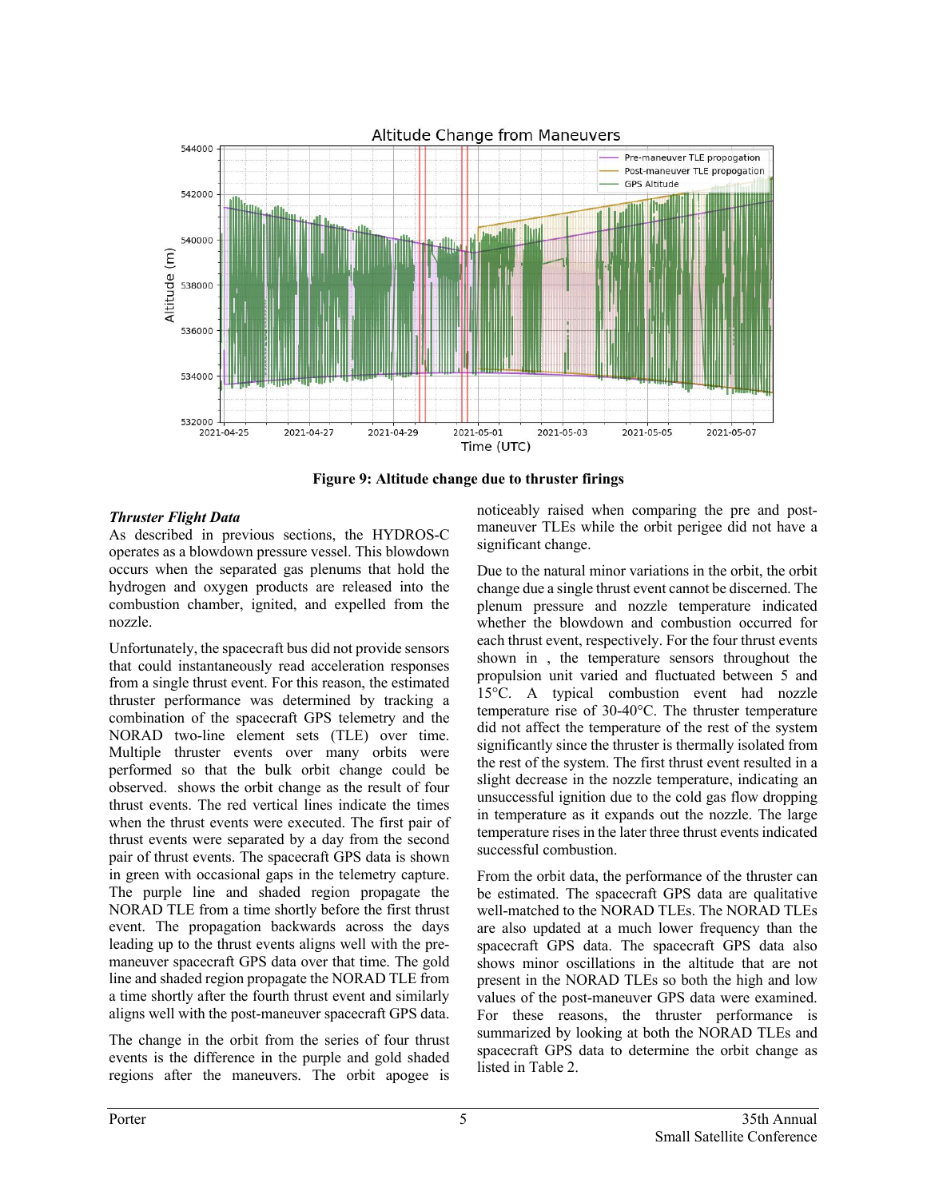Figure 9: Altitude change due to thruster firings

### *Thruster Flight Data*

As described in previous sections, the HYDROS-C operates as a blowdown pressure vessel. This blowdown occurs when the separated gas plenums that hold the hydrogen and oxygen products are released into the combustion chamber, ignited, and expelled from the nozzle.

Unfortunately, the spacecraft bus did not provide sensors that could instantaneously read acceleration responses from a single thrust event. For this reason, the estimated thruster performance was determined by tracking a combination of the spacecraft GPS telemetry and the NORAD two-line element sets (TLE) over time. Multiple thruster events over many orbits were performed so that the bulk orbit change could be observed. shows the orbit change as the result of four thrust events. The red vertical lines indicate the times when the thrust events were executed. The first pair of thrust events were separated by a day from the second pair of thrust events. The spacecraft GPS data is shown in green with occasional gaps in the telemetry capture. The purple line and shaded region propagate the NORAD TLE from a time shortly before the first thrust event. The propagation backwards across the days leading up to the thrust events aligns well with the pre-maneuver spacecraft GPS data over that time. The gold line and shaded region propagate the NORAD TLE from a time shortly after the fourth thrust event and similarly aligns well with the post-maneuver spacecraft GPS data.

The change in the orbit from the series of four thrust events is the difference in the purple and gold shaded regions after the maneuvers. The orbit apogee is noticeably raised when comparing the pre and post-maneuver TLEs while the orbit perigee did not have a significant change.

Due to the natural minor variations in the orbit, the orbit change due a single thrust event cannot be discerned. The plenum pressure and nozzle temperature indicated whether the blowdown and combustion occurred for each thrust event, respectively. For the four thrust events shown in , the temperature sensors throughout the propulsion unit varied and fluctuated between 5 and 15°C. A typical combustion event had nozzle temperature rise of 30-40°C. The thruster temperature did not affect the temperature of the rest of the system significantly since the thruster is thermally isolated from the rest of the system. The first thrust event resulted in a slight decrease in the nozzle temperature, indicating an unsuccessful ignition due to the cold gas flow dropping in temperature as it expands out the nozzle. The large temperature rises in the later three thrust events indicated successful combustion.

From the orbit data, the performance of the thruster can be estimated. The spacecraft GPS data are qualitative well-matched to the NORAD TLEs. The NORAD TLEs are also updated at a much lower frequency than the spacecraft GPS data. The spacecraft GPS data also shows minor oscillations in the altitude that are not present in the NORAD TLEs so both the high and low values of the post-maneuver GPS data were examined. For these reasons, the thruster performance is summarized by looking at both the NORAD TLEs and spacecraft GPS data to determine the orbit change as listed in Table 2.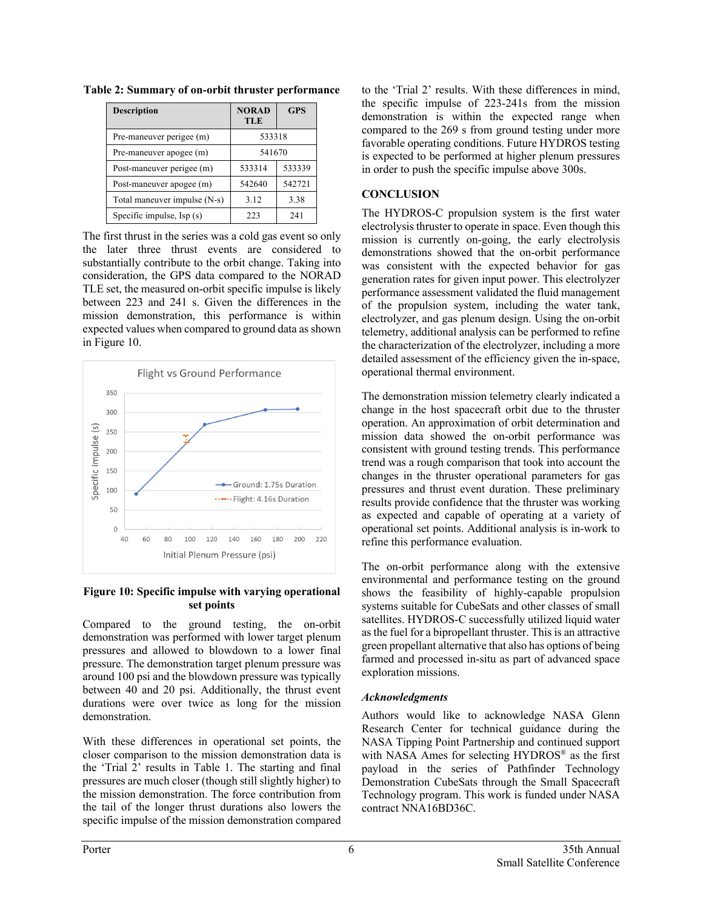**Table 2: Summary of on-orbit thruster performance**

| Description | NORAD TLE | GPS |
|---|---|---|
| Pre-maneuver perigee (m) | 533318 | |
| Pre-maneuver apogee (m) | 541670 | |
| Post-maneuver perigee (m) | 533314 | 533339 |
| Post-maneuver apogee (m) | 542640 | 542721 |
| Total maneuver impulse (N-s) | 3.12 | 3.38 |
| Specific impulse, Isp (s) | 223 | 241 |

The first thrust in the series was a cold gas event so only the later three thrust events are considered to substantially contribute to the orbit change. Taking into consideration, the GPS data compared to the NORAD TLE set, the measured on-orbit specific impulse is likely between 223 and 241 s. Given the differences in the mission demonstration, this performance is within expected values when compared to ground data as shown in Figure 10.

**Figure 10: Specific impulse with varying operational set points**

Compared to the ground testing, the on-orbit demonstration was performed with lower target plenum pressures and allowed to blowdown to a lower final pressure. The demonstration target plenum pressure was around 100 psi and the blowdown pressure was typically between 40 and 20 psi. Additionally, the thrust event durations were over twice as long for the mission demonstration.

With these differences in operational set points, the closer comparison to the mission demonstration data is the 'Trial 2' results in Table 1. The starting and final pressures are much closer (though still slightly higher) to the mission demonstration. The force contribution from the tail of the longer thrust durations also lowers the specific impulse of the mission demonstration compared to the 'Trial 2' results. With these differences in mind, the specific impulse of 223-241s from the mission demonstration is within the expected range when compared to the 269 s from ground testing under more favorable operating conditions. Future HYDROS testing is expected to be performed at higher plenum pressures in order to push the specific impulse above 300s.

## CONCLUSION

The HYDROS-C propulsion system is the first water electrolysis thruster to operate in space. Even though this mission is currently on-going, the early electrolysis demonstrations showed that the on-orbit performance was consistent with the expected behavior for gas generation rates for given input power. This electrolyzer performance assessment validated the fluid management of the propulsion system, including the water tank, electrolyzer, and gas plenum design. Using the on-orbit telemetry, additional analysis can be performed to refine the characterization of the electrolyzer, including a more detailed assessment of the efficiency given the in-space, operational thermal environment.

The demonstration mission telemetry clearly indicated a change in the host spacecraft orbit due to the thruster operation. An approximation of orbit determination and mission data showed the on-orbit performance was consistent with ground testing trends. This performance trend was a rough comparison that took into account the changes in the thruster operational parameters for gas pressures and thrust event duration. These preliminary results provide confidence that the thruster was working as expected and capable of operating at a variety of operational set points. Additional analysis is in-work to refine this performance evaluation.

The on-orbit performance along with the extensive environmental and performance testing on the ground shows the feasibility of highly-capable propulsion systems suitable for CubeSats and other classes of small satellites. HYDROS-C successfully utilized liquid water as the fuel for a bipropellant thruster. This is an attractive green propellant alternative that also has options of being farmed and processed in-situ as part of advanced space exploration missions.

### *Acknowledgments*

Authors would like to acknowledge NASA Glenn Research Center for technical guidance during the NASA Tipping Point Partnership and continued support with NASA Ames for selecting HYDROS® as the first payload in the series of Pathfinder Technology Demonstration CubeSats through the Small Spacecraft Technology program. This work is funded under NASA contract NNA16BD36C.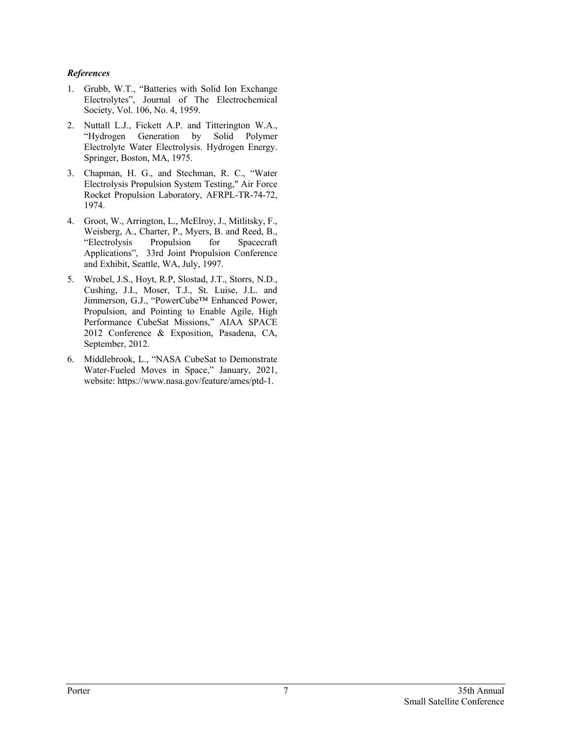***References***

1. Grubb, W.T., "Batteries with Solid Ion Exchange Electrolytes", Journal of The Electrochemical Society, Vol. 106, No. 4, 1959.
2. Nuttall L.J., Fickett A.P. and Titterington W.A., "Hydrogen Generation by Solid Polymer Electrolyte Water Electrolysis. Hydrogen Energy. Springer, Boston, MA, 1975.
3. Chapman, H. G., and Stechman, R. C., "Water Electrolysis Propulsion System Testing," Air Force Rocket Propulsion Laboratory, AFRPL-TR-74-72, 1974.
4. Groot, W., Arrington, L., McElroy, J., Mitlitsky, F., Weisberg, A., Charter, P., Myers, B. and Reed, B., "Electrolysis Propulsion for Spacecraft Applications", 33rd Joint Propulsion Conference and Exhibit, Seattle, WA, July, 1997.
5. Wrobel, J.S., Hoyt, R.P, Slostad, J.T., Storrs, N.D., Cushing, J.I., Moser, T.J., St. Luise, J.L. and Jimmerson, G.J., "PowerCube™ Enhanced Power, Propulsion, and Pointing to Enable Agile, High Performance CubeSat Missions," AIAA SPACE 2012 Conference & Exposition, Pasadena, CA, September, 2012.
6. Middlebrook, L., "NASA CubeSat to Demonstrate Water-Fueled Moves in Space," January, 2021, website: https://www.nasa.gov/feature/ames/ptd-1.